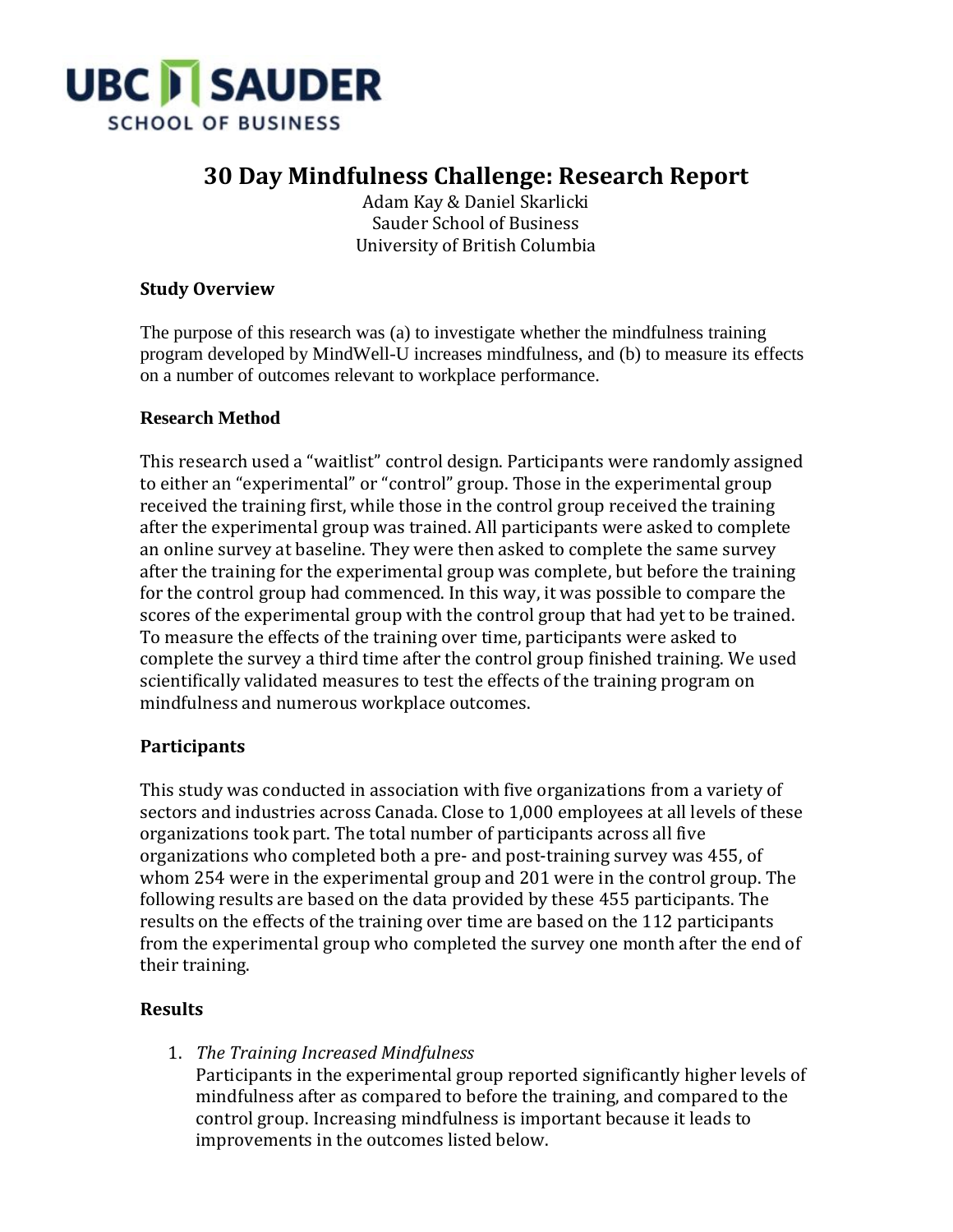UBC SAUDER SCHOOL OF BUSINESS

# 30 Day Mindfulness Challenge: Research Report

Adam Kay & Daniel Skarlicki
Sauder School of Business
University of British Columbia

### Study Overview

The purpose of this research was (a) to investigate whether the mindfulness training program developed by MindWell-U increases mindfulness, and (b) to measure its effects on a number of outcomes relevant to workplace performance.

### Research Method

This research used a "waitlist" control design. Participants were randomly assigned to either an "experimental" or "control" group. Those in the experimental group received the training first, while those in the control group received the training after the experimental group was trained. All participants were asked to complete an online survey at baseline. They were then asked to complete the same survey after the training for the experimental group was complete, but before the training for the control group had commenced. In this way, it was possible to compare the scores of the experimental group with the control group that had yet to be trained. To measure the effects of the training over time, participants were asked to complete the survey a third time after the control group finished training. We used scientifically validated measures to test the effects of the training program on mindfulness and numerous workplace outcomes.

### Participants

This study was conducted in association with five organizations from a variety of sectors and industries across Canada. Close to 1,000 employees at all levels of these organizations took part. The total number of participants across all five organizations who completed both a pre- and post-training survey was 455, of whom 254 were in the experimental group and 201 were in the control group. The following results are based on the data provided by these 455 participants. The results on the effects of the training over time are based on the 112 participants from the experimental group who completed the survey one month after the end of their training.

### Results

1. *The Training Increased Mindfulness*
   Participants in the experimental group reported significantly higher levels of mindfulness after as compared to before the training, and compared to the control group. Increasing mindfulness is important because it leads to improvements in the outcomes listed below.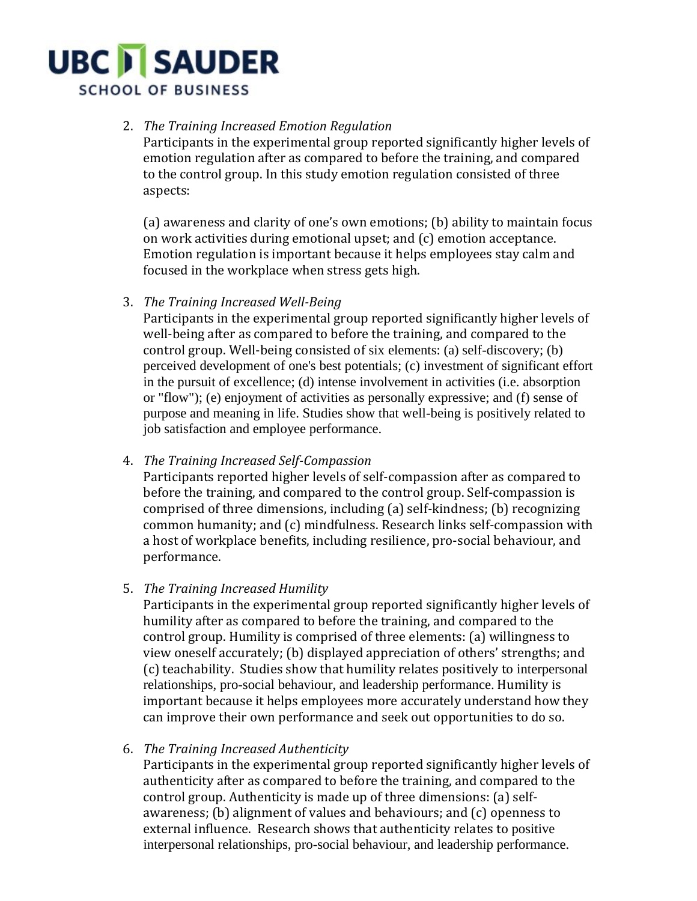2. *The Training Increased Emotion Regulation*
   Participants in the experimental group reported significantly higher levels of emotion regulation after as compared to before the training, and compared to the control group. In this study emotion regulation consisted of three aspects:

   (a) awareness and clarity of one's own emotions; (b) ability to maintain focus on work activities during emotional upset; and (c) emotion acceptance. Emotion regulation is important because it helps employees stay calm and focused in the workplace when stress gets high.

3. *The Training Increased Well-Being*
   Participants in the experimental group reported significantly higher levels of well-being after as compared to before the training, and compared to the control group. Well-being consisted of six elements: (a) self-discovery; (b) perceived development of one's best potentials; (c) investment of significant effort in the pursuit of excellence; (d) intense involvement in activities (i.e. absorption or "flow"); (e) enjoyment of activities as personally expressive; and (f) sense of purpose and meaning in life. Studies show that well-being is positively related to job satisfaction and employee performance.

4. *The Training Increased Self-Compassion*
   Participants reported higher levels of self-compassion after as compared to before the training, and compared to the control group. Self-compassion is comprised of three dimensions, including (a) self-kindness; (b) recognizing common humanity; and (c) mindfulness. Research links self-compassion with a host of workplace benefits, including resilience, pro-social behaviour, and performance.

5. *The Training Increased Humility*
   Participants in the experimental group reported significantly higher levels of humility after as compared to before the training, and compared to the control group. Humility is comprised of three elements: (a) willingness to view oneself accurately; (b) displayed appreciation of others' strengths; and (c) teachability. Studies show that humility relates positively to interpersonal relationships, pro-social behaviour, and leadership performance. Humility is important because it helps employees more accurately understand how they can improve their own performance and seek out opportunities to do so.

6. *The Training Increased Authenticity*
   Participants in the experimental group reported significantly higher levels of authenticity after as compared to before the training, and compared to the control group. Authenticity is made up of three dimensions: (a) self-awareness; (b) alignment of values and behaviours; and (c) openness to external influence. Research shows that authenticity relates to positive interpersonal relationships, pro-social behaviour, and leadership performance.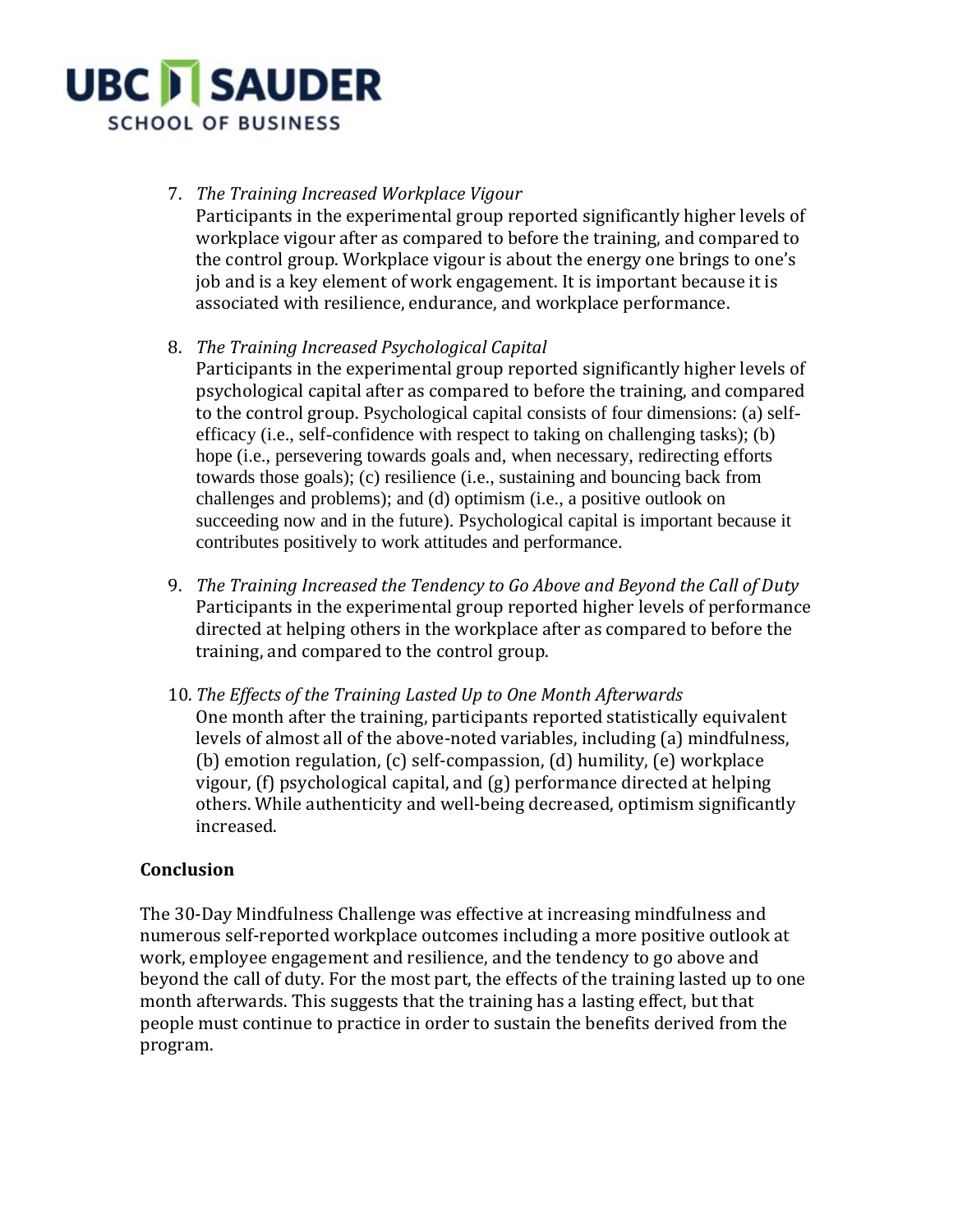7. *The Training Increased Workplace Vigour*
   Participants in the experimental group reported significantly higher levels of workplace vigour after as compared to before the training, and compared to the control group. Workplace vigour is about the energy one brings to one's job and is a key element of work engagement. It is important because it is associated with resilience, endurance, and workplace performance.

8. *The Training Increased Psychological Capital*
   Participants in the experimental group reported significantly higher levels of psychological capital after as compared to before the training, and compared to the control group. Psychological capital consists of four dimensions: (a) self-efficacy (i.e., self-confidence with respect to taking on challenging tasks); (b) hope (i.e., persevering towards goals and, when necessary, redirecting efforts towards those goals); (c) resilience (i.e., sustaining and bouncing back from challenges and problems); and (d) optimism (i.e., a positive outlook on succeeding now and in the future). Psychological capital is important because it contributes positively to work attitudes and performance.

9. *The Training Increased the Tendency to Go Above and Beyond the Call of Duty*
   Participants in the experimental group reported higher levels of performance directed at helping others in the workplace after as compared to before the training, and compared to the control group.

10. *The Effects of the Training Lasted Up to One Month Afterwards*
    One month after the training, participants reported statistically equivalent levels of almost all of the above-noted variables, including (a) mindfulness, (b) emotion regulation, (c) self-compassion, (d) humility, (e) workplace vigour, (f) psychological capital, and (g) performance directed at helping others. While authenticity and well-being decreased, optimism significantly increased.

**Conclusion**

The 30-Day Mindfulness Challenge was effective at increasing mindfulness and numerous self-reported workplace outcomes including a more positive outlook at work, employee engagement and resilience, and the tendency to go above and beyond the call of duty. For the most part, the effects of the training lasted up to one month afterwards. This suggests that the training has a lasting effect, but that people must continue to practice in order to sustain the benefits derived from the program.